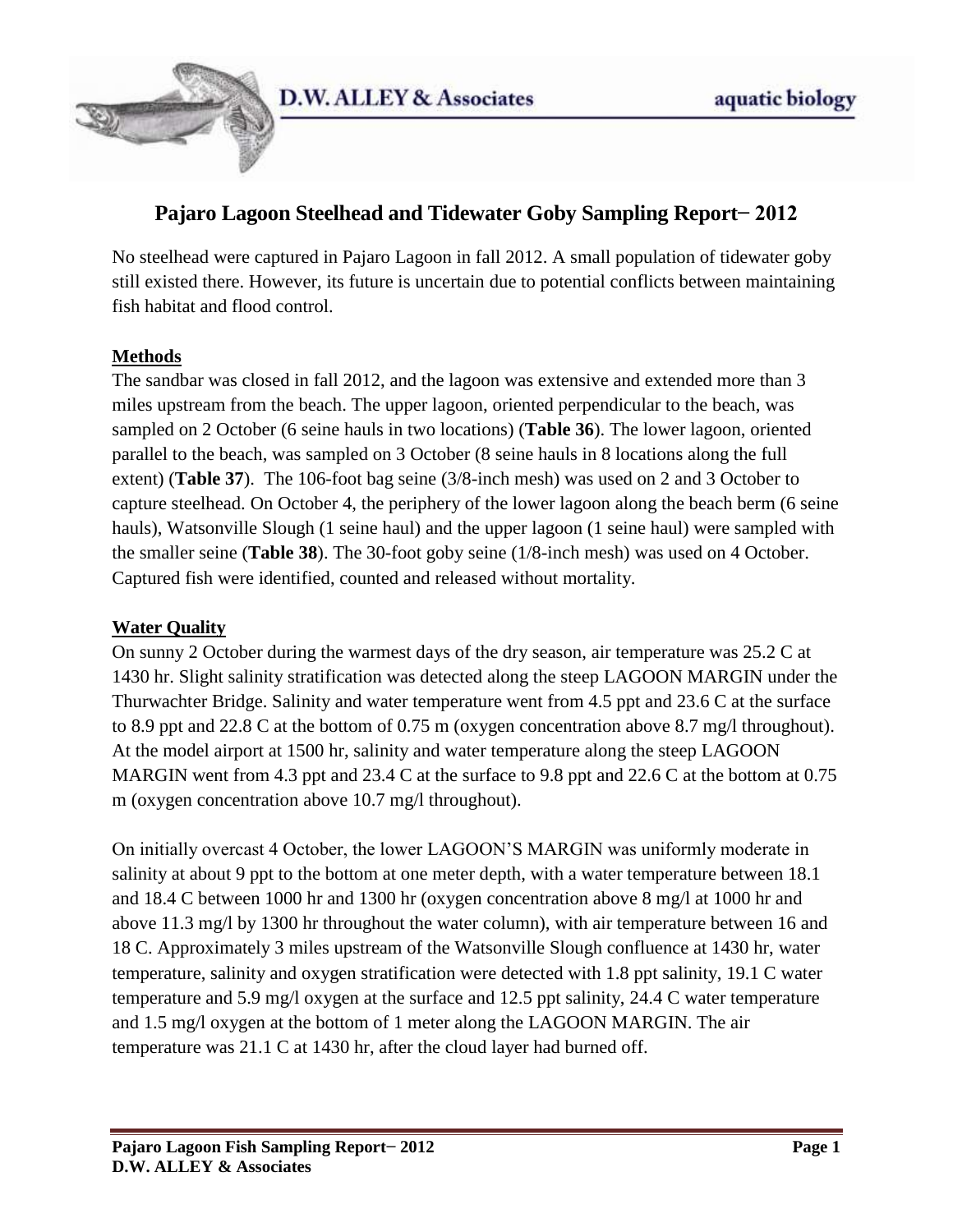# Pajaro Lagoon Steelhead and Tidewater Goby Sampling Report– 2012

No steelhead were captured in Pajaro Lagoon in fall 2012. A small population of tidewater goby still existed there. However, its future is uncertain due to potential conflicts between maintaining fish habitat and flood control.

## Methods

The sandbar was closed in fall 2012, and the lagoon was extensive and extended more than 3 miles upstream from the beach. The upper lagoon, oriented perpendicular to the beach, was sampled on 2 October (6 seine hauls in two locations) (**Table 36**). The lower lagoon, oriented parallel to the beach, was sampled on 3 October (8 seine hauls in 8 locations along the full extent) (**Table 37**). The 106-foot bag seine (3/8-inch mesh) was used on 2 and 3 October to capture steelhead. On October 4, the periphery of the lower lagoon along the beach berm (6 seine hauls), Watsonville Slough (1 seine haul) and the upper lagoon (1 seine haul) were sampled with the smaller seine (**Table 38**). The 30-foot goby seine (1/8-inch mesh) was used on 4 October. Captured fish were identified, counted and released without mortality.

## Water Quality

On sunny 2 October during the warmest days of the dry season, air temperature was 25.2 C at 1430 hr. Slight salinity stratification was detected along the steep LAGOON MARGIN under the Thurwachter Bridge. Salinity and water temperature went from 4.5 ppt and 23.6 C at the surface to 8.9 ppt and 22.8 C at the bottom of 0.75 m (oxygen concentration above 8.7 mg/l throughout). At the model airport at 1500 hr, salinity and water temperature along the steep LAGOON MARGIN went from 4.3 ppt and 23.4 C at the surface to 9.8 ppt and 22.6 C at the bottom at 0.75 m (oxygen concentration above 10.7 mg/l throughout).

On initially overcast 4 October, the lower LAGOON'S MARGIN was uniformly moderate in salinity at about 9 ppt to the bottom at one meter depth, with a water temperature between 18.1 and 18.4 C between 1000 hr and 1300 hr (oxygen concentration above 8 mg/l at 1000 hr and above 11.3 mg/l by 1300 hr throughout the water column), with air temperature between 16 and 18 C. Approximately 3 miles upstream of the Watsonville Slough confluence at 1430 hr, water temperature, salinity and oxygen stratification were detected with 1.8 ppt salinity, 19.1 C water temperature and 5.9 mg/l oxygen at the surface and 12.5 ppt salinity, 24.4 C water temperature and 1.5 mg/l oxygen at the bottom of 1 meter along the LAGOON MARGIN. The air temperature was 21.1 C at 1430 hr, after the cloud layer had burned off.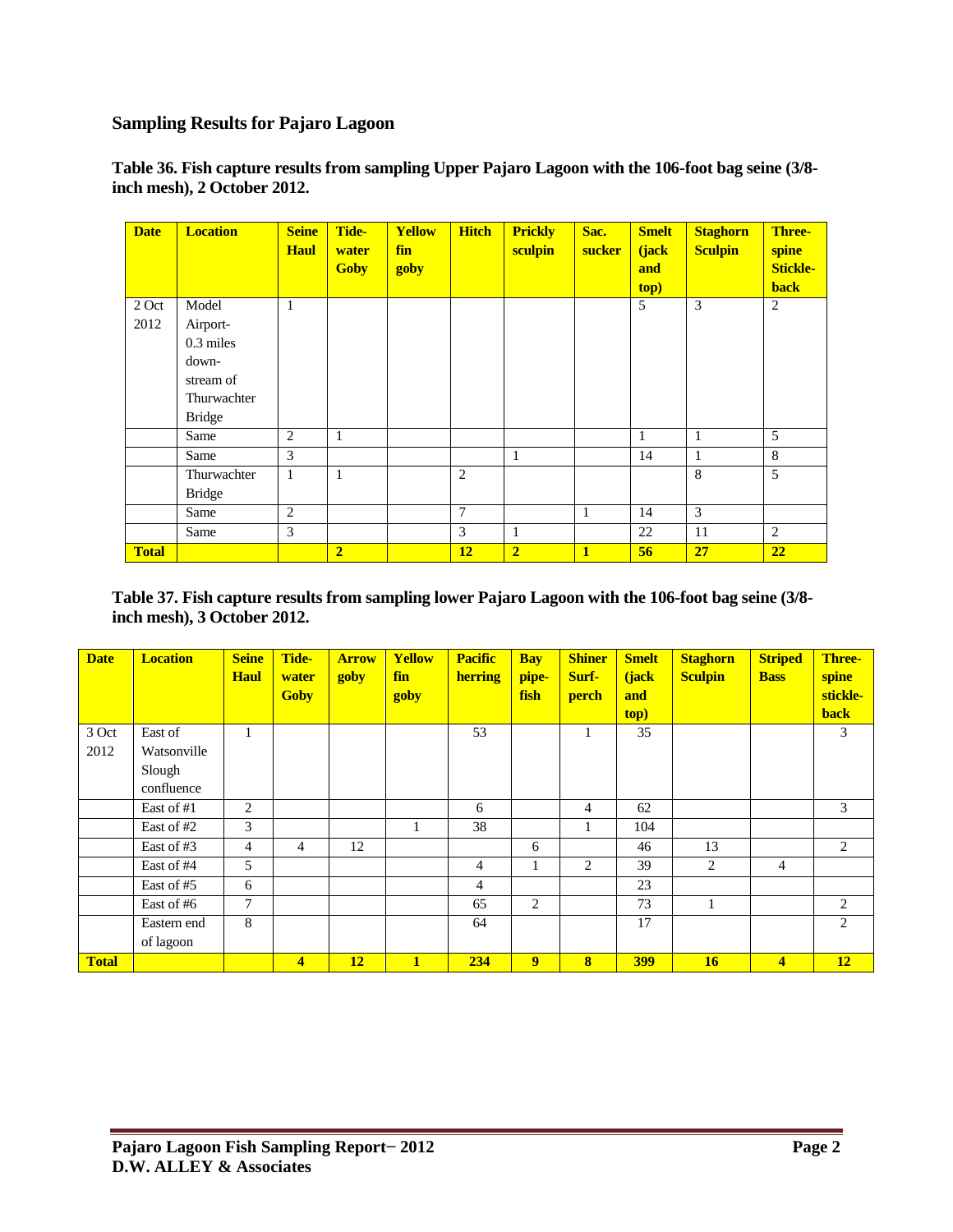## Sampling Results for Pajaro Lagoon

**Table 36. Fish capture results from sampling Upper Pajaro Lagoon with the 106-foot bag seine (3/8-inch mesh), 2 October 2012.**

| Date | Location | Seine Haul | Tide-water Goby | Yellow fin goby | Hitch | Prickly sculpin | Sac. sucker | Smelt (jack and top) | Staghorn Sculpin | Three-spine Stickle-back |
|---|---|---|---|---|---|---|---|---|---|---|
| 2 Oct 2012 | Model Airport- 0.3 miles down-stream of Thurwachter Bridge | 1 | | | | | | 5 | 3 | 2 |
| | Same | 2 | 1 | | | | | 1 | 1 | 5 |
| | Same | 3 | | | | 1 | | 14 | 1 | 8 |
| | Thurwachter Bridge | 1 | 1 | | 2 | | | | 8 | 5 |
| | Same | 2 | | | 7 | | 1 | 14 | 3 | |
| | Same | 3 | | | 3 | 1 | | 22 | 11 | 2 |
| **Total** | | | **2** | | **12** | **2** | **1** | **56** | **27** | **22** |

**Table 37. Fish capture results from sampling lower Pajaro Lagoon with the 106-foot bag seine (3/8-inch mesh), 3 October 2012.**

| Date | Location | Seine Haul | Tide-water Goby | Arrow goby | Yellow fin goby | Pacific herring | Bay pipe-fish | Shiner Surf-perch | Smelt (jack and top) | Staghorn Sculpin | Striped Bass | Three-spine stickle-back |
|---|---|---|---|---|---|---|---|---|---|---|---|---|
| 3 Oct 2012 | East of Watsonville Slough confluence | 1 | | | | 53 | | 1 | 35 | | | 3 |
| | East of #1 | 2 | | | | 6 | | 4 | 62 | | | 3 |
| | East of #2 | 3 | | | 1 | 38 | | 1 | 104 | | | |
| | East of #3 | 4 | 4 | 12 | | | 6 | | 46 | 13 | | 2 |
| | East of #4 | 5 | | | | 4 | 1 | 2 | 39 | 2 | 4 | |
| | East of #5 | 6 | | | | 4 | | | 23 | | | |
| | East of #6 | 7 | | | | 65 | 2 | | 73 | 1 | | 2 |
| | Eastern end of lagoon | 8 | | | | 64 | | | 17 | | | 2 |
| **Total** | | | **4** | **12** | **1** | **234** | **9** | **8** | **399** | **16** | **4** | **12** |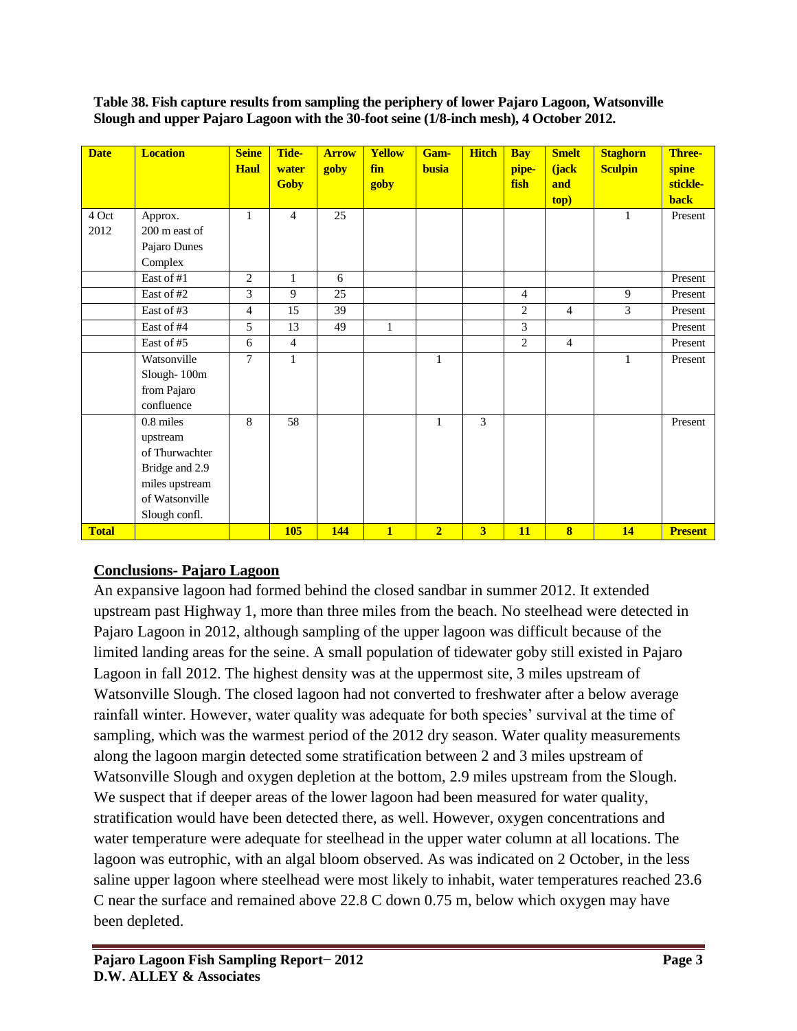**Table 38. Fish capture results from sampling the periphery of lower Pajaro Lagoon, Watsonville Slough and upper Pajaro Lagoon with the 30-foot seine (1/8-inch mesh), 4 October 2012.**

| Date | Location | Seine Haul | Tide-water Goby | Arrow goby | Yellow fin goby | Gam-busia | Hitch | Bay pipe-fish | Smelt (jack and top) | Staghorn Sculpin | Three-spine stickle-back |
|---|---|---|---|---|---|---|---|---|---|---|---|
| 4 Oct 2012 | Approx. 200 m east of Pajaro Dunes Complex | 1 | 4 | 25 | | | | | | 1 | Present |
| | East of #1 | 2 | 1 | 6 | | | | | | | Present |
| | East of #2 | 3 | 9 | 25 | | | | 4 | | 9 | Present |
| | East of #3 | 4 | 15 | 39 | | | | 2 | 4 | 3 | Present |
| | East of #4 | 5 | 13 | 49 | 1 | | | 3 | | | Present |
| | East of #5 | 6 | 4 | | | | | 2 | 4 | | Present |
| | Watsonville Slough- 100m from Pajaro confluence | 7 | 1 | | | 1 | | | | 1 | Present |
| | 0.8 miles upstream of Thurwachter Bridge and 2.9 miles upstream of Watsonville Slough confl. | 8 | 58 | | | 1 | 3 | | | | Present |
| **Total** | | | **105** | **144** | **1** | **2** | **3** | **11** | **8** | **14** | **Present** |

## Conclusions- Pajaro Lagoon

An expansive lagoon had formed behind the closed sandbar in summer 2012. It extended upstream past Highway 1, more than three miles from the beach. No steelhead were detected in Pajaro Lagoon in 2012, although sampling of the upper lagoon was difficult because of the limited landing areas for the seine. A small population of tidewater goby still existed in Pajaro Lagoon in fall 2012. The highest density was at the uppermost site, 3 miles upstream of Watsonville Slough. The closed lagoon had not converted to freshwater after a below average rainfall winter. However, water quality was adequate for both species' survival at the time of sampling, which was the warmest period of the 2012 dry season. Water quality measurements along the lagoon margin detected some stratification between 2 and 3 miles upstream of Watsonville Slough and oxygen depletion at the bottom, 2.9 miles upstream from the Slough. We suspect that if deeper areas of the lower lagoon had been measured for water quality, stratification would have been detected there, as well. However, oxygen concentrations and water temperature were adequate for steelhead in the upper water column at all locations. The lagoon was eutrophic, with an algal bloom observed. As was indicated on 2 October, in the less saline upper lagoon where steelhead were most likely to inhabit, water temperatures reached 23.6 C near the surface and remained above 22.8 C down 0.75 m, below which oxygen may have been depleted.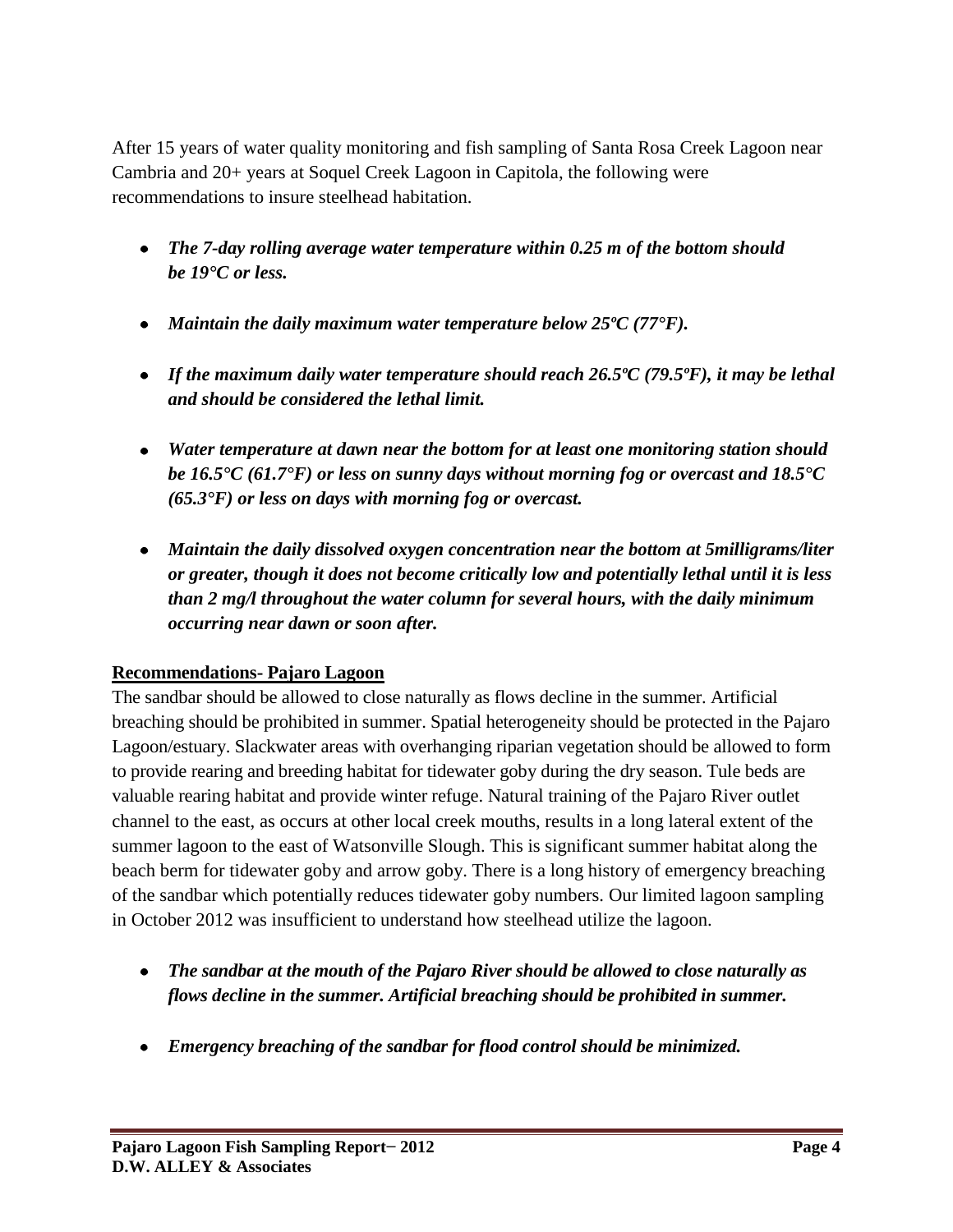After 15 years of water quality monitoring and fish sampling of Santa Rosa Creek Lagoon near Cambria and 20+ years at Soquel Creek Lagoon in Capitola, the following were recommendations to insure steelhead habitation.

- ***The 7-day rolling average water temperature within 0.25 m of the bottom should be 19°C or less.***
- ***Maintain the daily maximum water temperature below 25ºC (77°F).***
- ***If the maximum daily water temperature should reach 26.5ºC (79.5ºF), it may be lethal and should be considered the lethal limit.***
- ***Water temperature at dawn near the bottom for at least one monitoring station should be 16.5°C (61.7°F) or less on sunny days without morning fog or overcast and 18.5°C (65.3°F) or less on days with morning fog or overcast.***
- ***Maintain the daily dissolved oxygen concentration near the bottom at 5milligrams/liter or greater, though it does not become critically low and potentially lethal until it is less than 2 mg/l throughout the water column for several hours, with the daily minimum occurring near dawn or soon after.***

**Recommendations- Pajaro Lagoon**

The sandbar should be allowed to close naturally as flows decline in the summer. Artificial breaching should be prohibited in summer. Spatial heterogeneity should be protected in the Pajaro Lagoon/estuary. Slackwater areas with overhanging riparian vegetation should be allowed to form to provide rearing and breeding habitat for tidewater goby during the dry season. Tule beds are valuable rearing habitat and provide winter refuge. Natural training of the Pajaro River outlet channel to the east, as occurs at other local creek mouths, results in a long lateral extent of the summer lagoon to the east of Watsonville Slough. This is significant summer habitat along the beach berm for tidewater goby and arrow goby. There is a long history of emergency breaching of the sandbar which potentially reduces tidewater goby numbers. Our limited lagoon sampling in October 2012 was insufficient to understand how steelhead utilize the lagoon.

- ***The sandbar at the mouth of the Pajaro River should be allowed to close naturally as flows decline in the summer. Artificial breaching should be prohibited in summer.***
- ***Emergency breaching of the sandbar for flood control should be minimized.***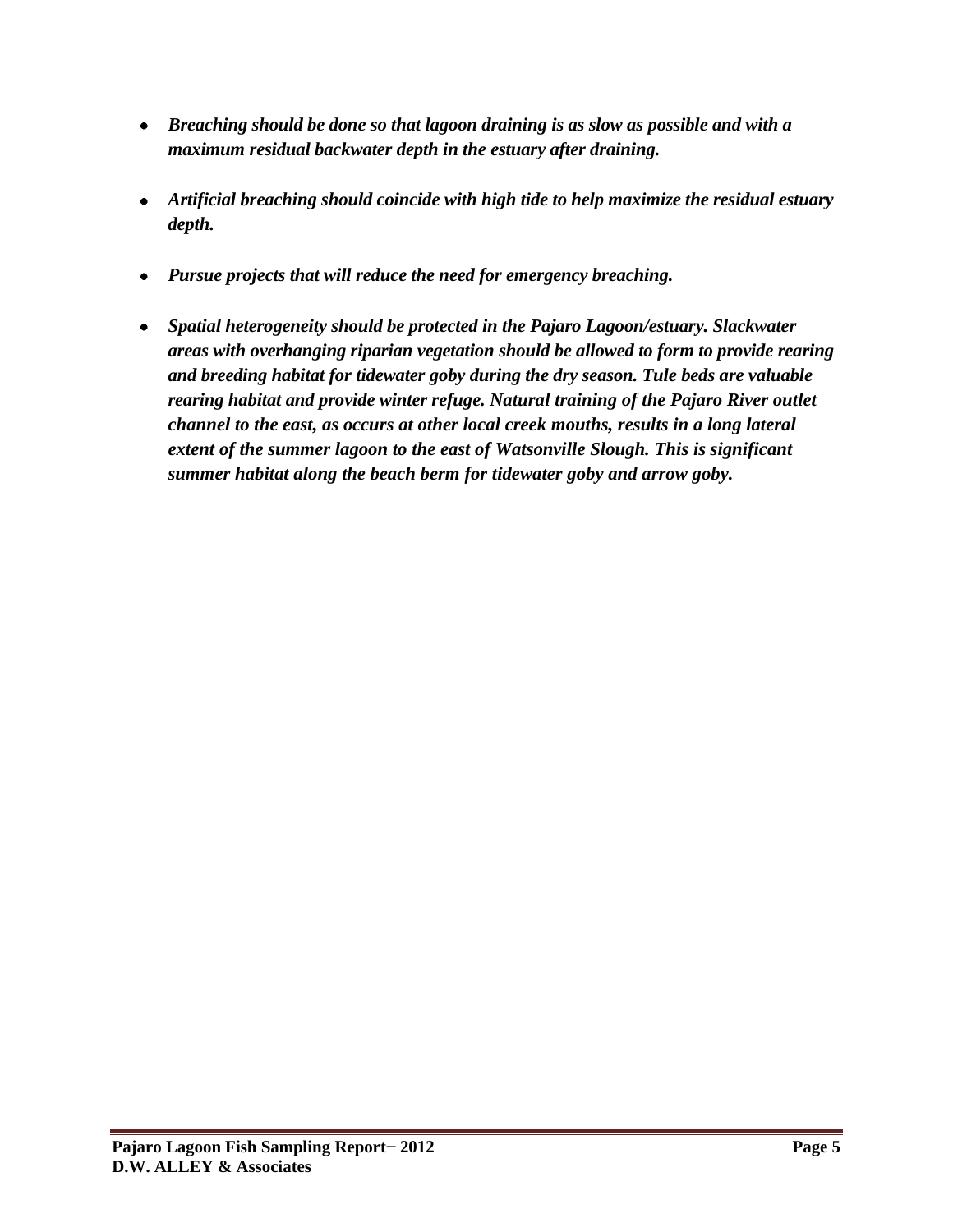- ***Breaching should be done so that lagoon draining is as slow as possible and with a maximum residual backwater depth in the estuary after draining.***

- ***Artificial breaching should coincide with high tide to help maximize the residual estuary depth.***

- ***Pursue projects that will reduce the need for emergency breaching.***

- ***Spatial heterogeneity should be protected in the Pajaro Lagoon/estuary. Slackwater areas with overhanging riparian vegetation should be allowed to form to provide rearing and breeding habitat for tidewater goby during the dry season. Tule beds are valuable rearing habitat and provide winter refuge. Natural training of the Pajaro River outlet channel to the east, as occurs at other local creek mouths, results in a long lateral extent of the summer lagoon to the east of Watsonville Slough. This is significant summer habitat along the beach berm for tidewater goby and arrow goby.***